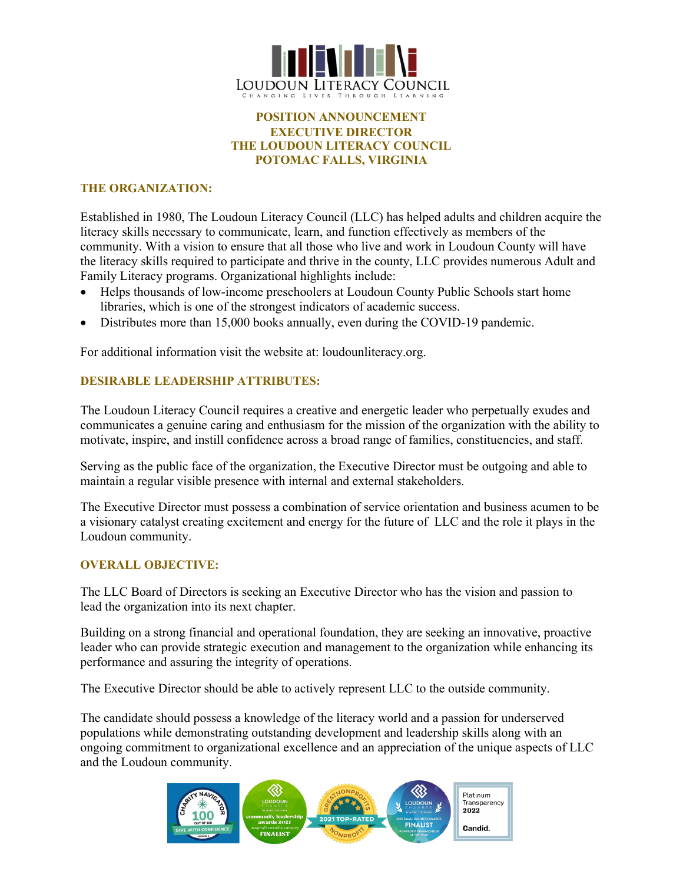LOUDOUN LITERACY COUNCIL

CHANGING LIVES THROUGH LEARNING

**POSITION ANNOUNCEMENT**
**EXECUTIVE DIRECTOR**
**THE LOUDOUN LITERACY COUNCIL**
**POTOMAC FALLS, VIRGINIA**

## THE ORGANIZATION:

Established in 1980, The Loudoun Literacy Council (LLC) has helped adults and children acquire the literacy skills necessary to communicate, learn, and function effectively as members of the community. With a vision to ensure that all those who live and work in Loudoun County will have the literacy skills required to participate and thrive in the county, LLC provides numerous Adult and Family Literacy programs. Organizational highlights include:

- Helps thousands of low-income preschoolers at Loudoun County Public Schools start home libraries, which is one of the strongest indicators of academic success.
- Distributes more than 15,000 books annually, even during the COVID-19 pandemic.

For additional information visit the website at: loudounliteracy.org.

## DESIRABLE LEADERSHIP ATTRIBUTES:

The Loudoun Literacy Council requires a creative and energetic leader who perpetually exudes and communicates a genuine caring and enthusiasm for the mission of the organization with the ability to motivate, inspire, and instill confidence across a broad range of families, constituencies, and staff.

Serving as the public face of the organization, the Executive Director must be outgoing and able to maintain a regular visible presence with internal and external stakeholders.

The Executive Director must possess a combination of service orientation and business acumen to be a visionary catalyst creating excitement and energy for the future of LLC and the role it plays in the Loudoun community.

## OVERALL OBJECTIVE:

The LLC Board of Directors is seeking an Executive Director who has the vision and passion to lead the organization into its next chapter.

Building on a strong financial and operational foundation, they are seeking an innovative, proactive leader who can provide strategic execution and management to the organization while enhancing its performance and assuring the integrity of operations.

The Executive Director should be able to actively represent LLC to the outside community.

The candidate should possess a knowledge of the literacy world and a passion for underserved populations while demonstrating outstanding development and leadership skills along with an ongoing commitment to organizational excellence and an appreciation of the unique aspects of LLC and the Loudoun community.

Charity Navigator 100 out of 100 – Give with Confidence | Loudoun Chamber community leadership awards 2021 Finalist | Great Nonprofits 2021 Top-Rated Nonprofit | Loudoun Chamber 2020 Small Business Awards Finalist – Nonprofit Organization of the Year | Platinum Transparency 2022 Candid.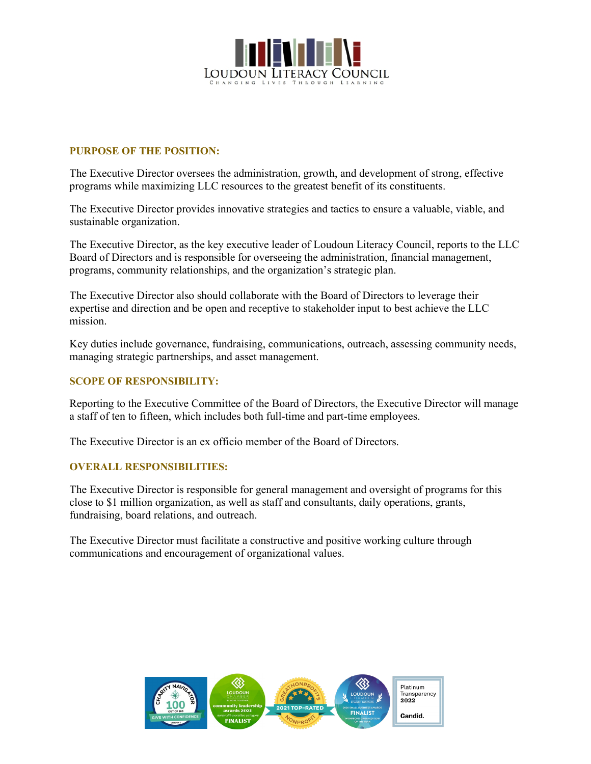## PURPOSE OF THE POSITION:

The Executive Director oversees the administration, growth, and development of strong, effective programs while maximizing LLC resources to the greatest benefit of its constituents.

The Executive Director provides innovative strategies and tactics to ensure a valuable, viable, and sustainable organization.

The Executive Director, as the key executive leader of Loudoun Literacy Council, reports to the LLC Board of Directors and is responsible for overseeing the administration, financial management, programs, community relationships, and the organization's strategic plan.

The Executive Director also should collaborate with the Board of Directors to leverage their expertise and direction and be open and receptive to stakeholder input to best achieve the LLC mission.

Key duties include governance, fundraising, communications, outreach, assessing community needs, managing strategic partnerships, and asset management.

## SCOPE OF RESPONSIBILITY:

Reporting to the Executive Committee of the Board of Directors, the Executive Director will manage a staff of ten to fifteen, which includes both full-time and part-time employees.

The Executive Director is an ex officio member of the Board of Directors.

## OVERALL RESPONSIBILITIES:

The Executive Director is responsible for general management and oversight of programs for this close to $1 million organization, as well as staff and consultants, daily operations, grants, fundraising, board relations, and outreach.

The Executive Director must facilitate a constructive and positive working culture through communications and encouragement of organizational values.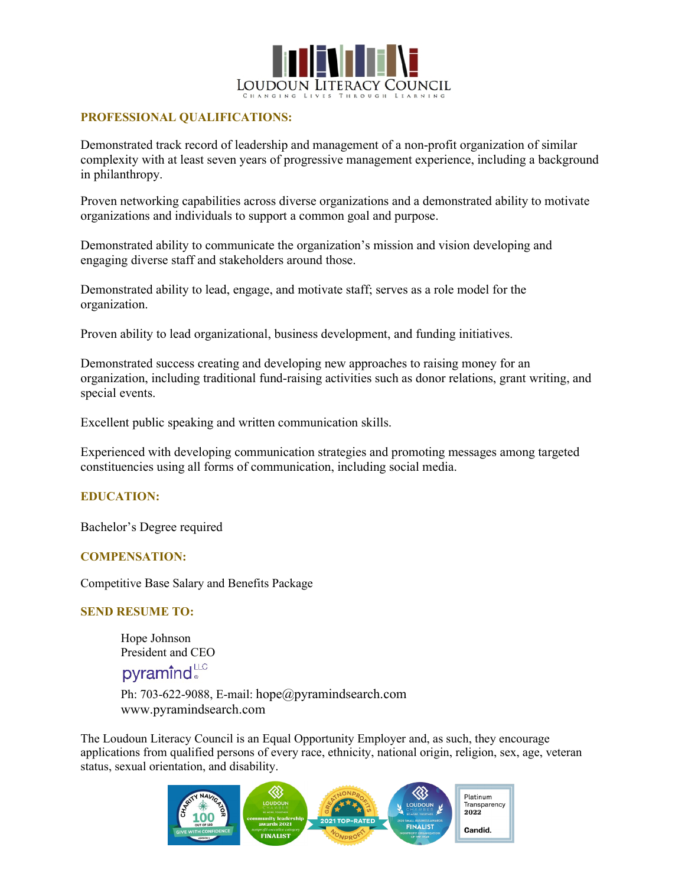LOUDOUN LITERACY COUNCIL

CHANGING LIVES THROUGH LEARNING

## PROFESSIONAL QUALIFICATIONS:

Demonstrated track record of leadership and management of a non-profit organization of similar complexity with at least seven years of progressive management experience, including a background in philanthropy.

Proven networking capabilities across diverse organizations and a demonstrated ability to motivate organizations and individuals to support a common goal and purpose.

Demonstrated ability to communicate the organization's mission and vision developing and engaging diverse staff and stakeholders around those.

Demonstrated ability to lead, engage, and motivate staff; serves as a role model for the organization.

Proven ability to lead organizational, business development, and funding initiatives.

Demonstrated success creating and developing new approaches to raising money for an organization, including traditional fund-raising activities such as donor relations, grant writing, and special events.

Excellent public speaking and written communication skills.

Experienced with developing communication strategies and promoting messages among targeted constituencies using all forms of communication, including social media.

## EDUCATION:

Bachelor's Degree required

## COMPENSATION:

Competitive Base Salary and Benefits Package

## SEND RESUME TO:

Hope Johnson
President and CEO
pyramind LLC
Ph: 703-622-9088, E-mail: hope@pyramindsearch.com
www.pyramindsearch.com

The Loudoun Literacy Council is an Equal Opportunity Employer and, as such, they encourage applications from qualified persons of every race, ethnicity, national origin, religion, sex, age, veteran status, sexual orientation, and disability.

Charity Navigator 100 out of 100 — Give with Confidence | Loudoun Chamber community leadership awards 2021 nonprofit executive category Finalist | GreatNonprofits 2021 Top-Rated Nonprofit | Loudoun Chamber 2020 Small Business Awards Finalist Nonprofit Organization of the Year | Platinum Transparency 2022 Candid.